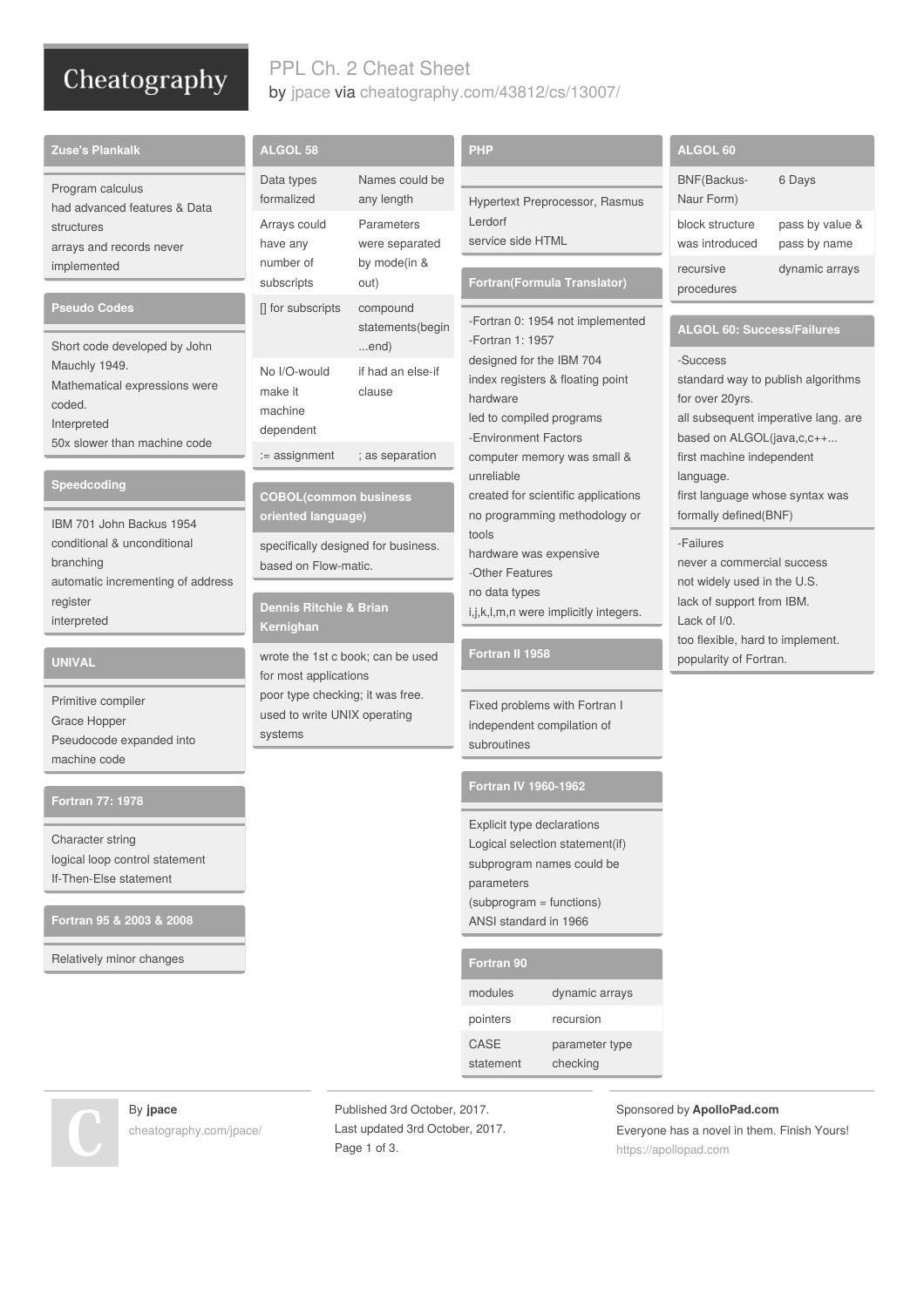# PPL Ch. 2 Cheat Sheet

by jpace via cheatography.com/43812/cs/13007/

## Zuse's Plankalk

Program calculus
had advanced features & Data structures
arrays and records never implemented

## Pseudo Codes

Short code developed by John Mauchly 1949.
Mathematical expressions were coded.
Interpreted
50x slower than machine code

## Speedcoding

IBM 701 John Backus 1954
conditional & unconditional branching
automatic incrementing of address register
interpreted

## UNIVAL

Primitive compiler
Grace Hopper
Pseudocode expanded into machine code

## Fortran 77: 1978

Character string
logical loop control statement
If-Then-Else statement

## Fortran 95 & 2003 & 2008

Relatively minor changes

## ALGOL 58

| | |
|---|---|
| Data types formalized | Names could be any length |
| Arrays could have any number of subscripts | Parameters were separated by mode(in & out) |
| [] for subscripts | compound statements(begin ...end) |
| No I/O-would make it machine dependent | if had an else-if clause |
| := assignment | ; as separation |

## COBOL(common business oriented language)

specifically designed for business.
based on Flow-matic.

## Dennis Ritchie & Brian Kernighan

wrote the 1st c book; can be used for most applications
poor type checking; it was free.
used to write UNIX operating systems

## PHP

Hypertext Preprocessor, Rasmus Lerdorf
service side HTML

## Fortran(Formula Translator)

-Fortran 0: 1954 not implemented
-Fortran 1: 1957
designed for the IBM 704
index registers & floating point hardware
led to compiled programs
-Environment Factors
computer memory was small & unreliable
created for scientific applications
no programming methodology or tools
hardware was expensive
-Other Features
no data types
i,j,k,l,m,n were implicitly integers.

## Fortran II 1958

Fixed problems with Fortran I
independent compilation of subroutines

## Fortran IV 1960-1962

Explicit type declarations
Logical selection statement(if)
subprogram names could be parameters
(subprogram = functions)
ANSI standard in 1966

## Fortran 90

| | |
|---|---|
| modules | dynamic arrays |
| pointers | recursion |
| CASE statement | parameter type checking |

## ALGOL 60

| | |
|---|---|
| BNF(Backus-Naur Form) | 6 Days |
| block structure was introduced | pass by value & pass by name |
| recursive procedures | dynamic arrays |

## ALGOL 60: Success/Failures

-Success
standard way to publish algorithms for over 20yrs.
all subsequent imperative lang. are based on ALGOL(java,c,c++...
first machine independent language.
first language whose syntax was formally defined(BNF)

-Failures
never a commercial success
not widely used in the U.S.
lack of support from IBM.
Lack of I/0.
too flexible, hard to implement.
popularity of Fortran.

By **jpace**
cheatography.com/jpace/

Published 3rd October, 2017.
Last updated 3rd October, 2017.

Sponsored by **ApolloPad.com**
Everyone has a novel in them. Finish Yours!
https://apollopad.com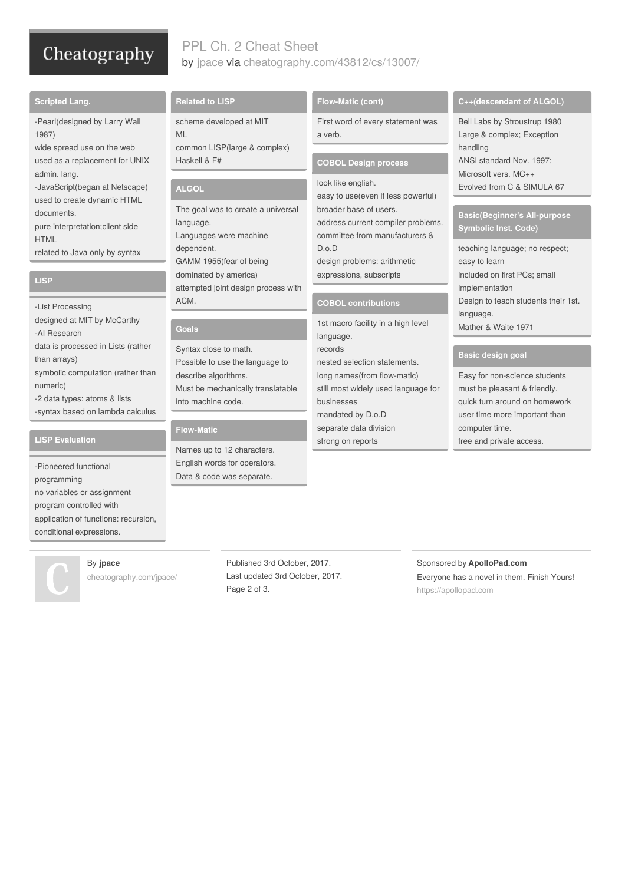## Scripted Lang.

-Pearl(designed by Larry Wall 1987)
wide spread use on the web
used as a replacement for UNIX admin. lang.
-JavaScript(began at Netscape)
used to create dynamic HTML documents.
pure interpretation;client side HTML
related to Java only by syntax

## LISP

-List Processing
designed at MIT by McCarthy
-AI Research
data is processed in Lists (rather than arrays)
symbolic computation (rather than numeric)
-2 data types: atoms & lists
-syntax based on lambda calculus

## LISP Evaluation

-Pioneered functional programming
no variables or assignment
program controlled with application of functions: recursion, conditional expressions.

## Related to LISP

scheme developed at MIT
ML
common LISP(large & complex)
Haskell & F#

## ALGOL

The goal was to create a universal language.
Languages were machine dependent.
GAMM 1955(fear of being dominated by america)
attempted joint design process with ACM.

## Goals

Syntax close to math.
Possible to use the language to describe algorithms.
Must be mechanically translatable into machine code.

## Flow-Matic

Names up to 12 characters.
English words for operators.
Data & code was separate.

## Flow-Matic (cont)

First word of every statement was a verb.

## COBOL Design process

look like english.
easy to use(even if less powerful)
broader base of users.
address current compiler problems.
committee from manufacturers & D.o.D
design problems: arithmetic expressions, subscripts

## COBOL contributions

1st macro facility in a high level language.
records
nested selection statements.
long names(from flow-matic)
still most widely used language for businesses
mandated by D.o.D
separate data division
strong on reports

## C++(descendant of ALGOL)

Bell Labs by Stroustrup 1980
Large & complex; Exception handling
ANSI standard Nov. 1997;
Microsoft vers. MC++
Evolved from C & SIMULA 67

## Basic(Beginner's All-purpose Symbolic Inst. Code)

teaching language; no respect; easy to learn
included on first PCs; small implementation
Design to teach students their 1st. language.
Mather & Waite 1971

## Basic design goal

Easy for non-science students
must be pleasant & friendly.
quick turn around on homework
user time more important than computer time.
free and private access.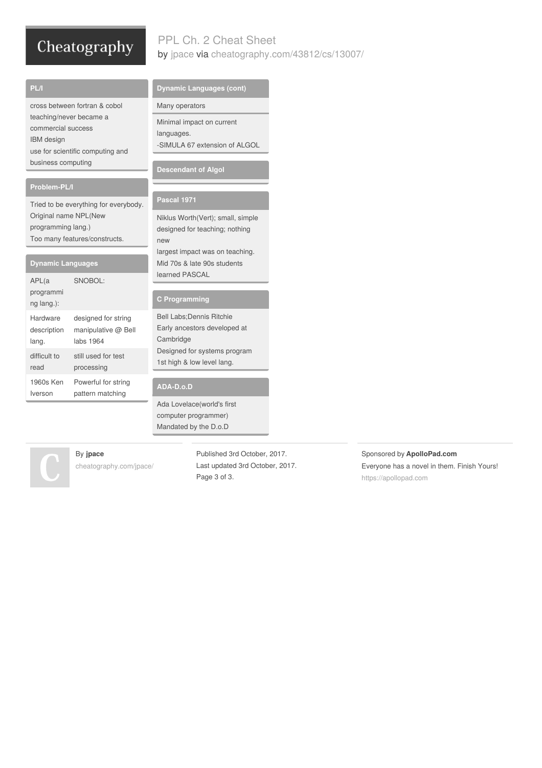## PL/I

cross between fortran & cobol
teaching/never became a commercial success
IBM design
use for scientific computing and business computing

## Problem-PL/I

Tried to be everything for everybody.
Original name NPL(New programming lang.)
Too many features/constructs.

## Dynamic Languages

| | |
|---|---|
| APL(a programming lang.): | SNOBOL: |
| Hardware description lang. | designed for string manipulative @ Bell labs 1964 |
| difficult to read | still used for test processing |
| 1960s Ken Iverson | Powerful for string pattern matching |

## Dynamic Languages (cont)

Many operators

Minimal impact on current languages.
-SIMULA 67 extension of ALGOL

## Descendant of Algol

## Pascal 1971

Niklus Worth(Vert); small, simple designed for teaching; nothing new
largest impact was on teaching.
Mid 70s & late 90s students learned PASCAL

## C Programming

Bell Labs;Dennis Ritchie
Early ancestors developed at Cambridge
Designed for systems program
1st high & low level lang.

## ADA-D.o.D

Ada Lovelace(world's first computer programmer)
Mandated by the D.o.D